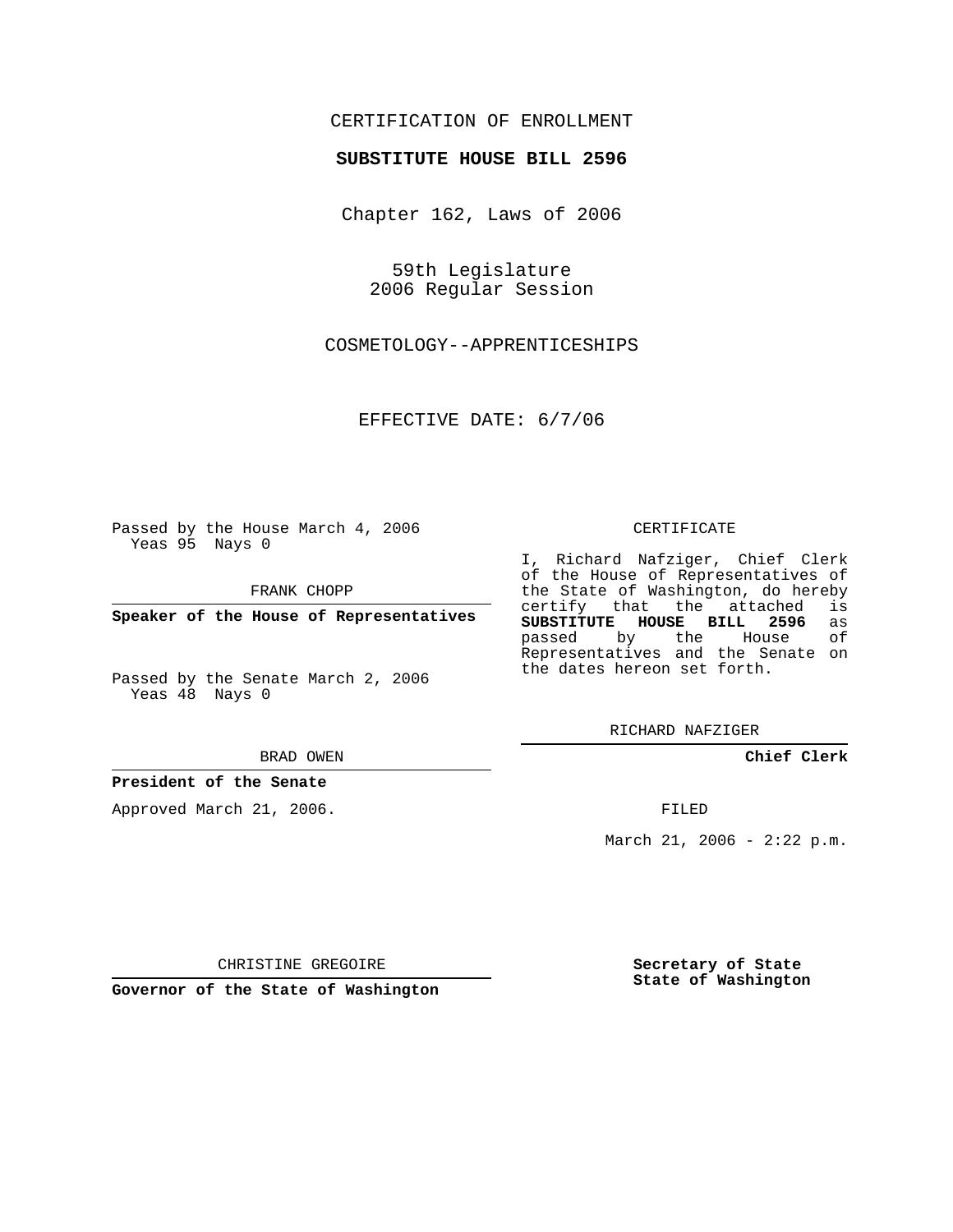CERTIFICATION OF ENROLLMENT

**SUBSTITUTE HOUSE BILL 2596**

Chapter 162, Laws of 2006

59th Legislature
2006 Regular Session

COSMETOLOGY--APPRENTICESHIPS

EFFECTIVE DATE: 6/7/06

Passed by the House March 4, 2006
Yeas 95 Nays 0

FRANK CHOPP

**Speaker of the House of Representatives**

Passed by the Senate March 2, 2006
Yeas 48 Nays 0

BRAD OWEN

**President of the Senate**

Approved March 21, 2006.

CHRISTINE GREGOIRE

**Governor of the State of Washington**

CERTIFICATE

I, Richard Nafziger, Chief Clerk of the House of Representatives of the State of Washington, do hereby certify that the attached is **SUBSTITUTE HOUSE BILL 2596** as passed by the House of Representatives and the Senate on the dates hereon set forth.

RICHARD NAFZIGER

**Chief Clerk**

FILED

March 21, 2006 - 2:22 p.m.

**Secretary of State**
**State of Washington**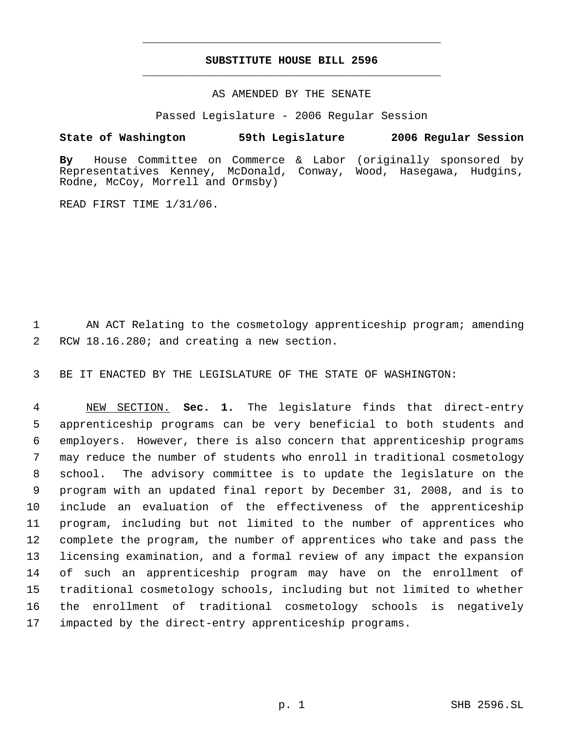# SUBSTITUTE HOUSE BILL 2596

AS AMENDED BY THE SENATE

Passed Legislature - 2006 Regular Session

**State of Washington 59th Legislature 2006 Regular Session**

**By** House Committee on Commerce & Labor (originally sponsored by Representatives Kenney, McDonald, Conway, Wood, Hasegawa, Hudgins, Rodne, McCoy, Morrell and Ormsby)

READ FIRST TIME 1/31/06.

AN ACT Relating to the cosmetology apprenticeship program; amending RCW 18.16.280; and creating a new section.

BE IT ENACTED BY THE LEGISLATURE OF THE STATE OF WASHINGTON:

NEW SECTION. **Sec. 1.** The legislature finds that direct-entry apprenticeship programs can be very beneficial to both students and employers. However, there is also concern that apprenticeship programs may reduce the number of students who enroll in traditional cosmetology school. The advisory committee is to update the legislature on the program with an updated final report by December 31, 2008, and is to include an evaluation of the effectiveness of the apprenticeship program, including but not limited to the number of apprentices who complete the program, the number of apprentices who take and pass the licensing examination, and a formal review of any impact the expansion of such an apprenticeship program may have on the enrollment of traditional cosmetology schools, including but not limited to whether the enrollment of traditional cosmetology schools is negatively impacted by the direct-entry apprenticeship programs.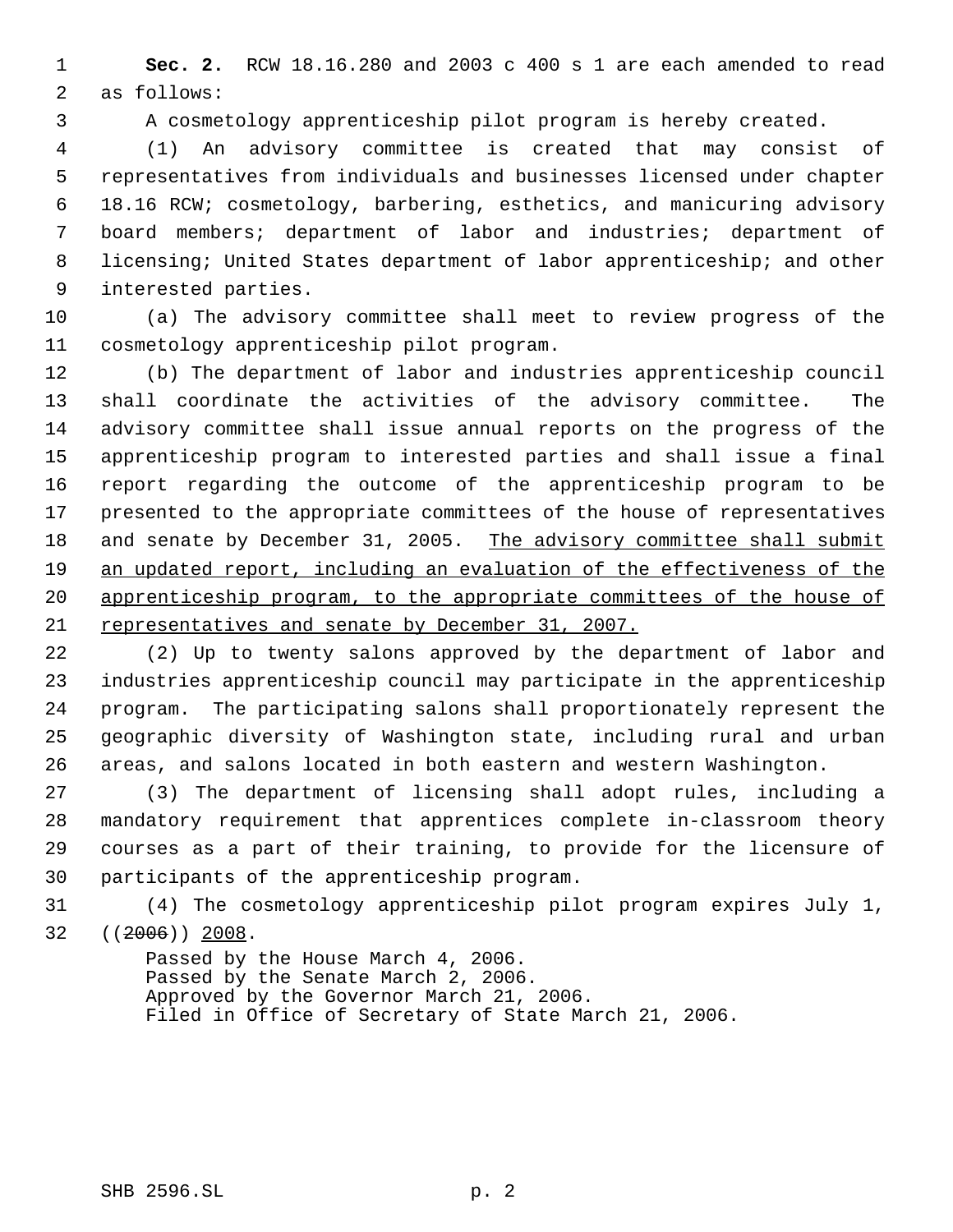**Sec. 2.** RCW 18.16.280 and 2003 c 400 s 1 are each amended to read as follows:

A cosmetology apprenticeship pilot program is hereby created.

(1) An advisory committee is created that may consist of representatives from individuals and businesses licensed under chapter 18.16 RCW; cosmetology, barbering, esthetics, and manicuring advisory board members; department of labor and industries; department of licensing; United States department of labor apprenticeship; and other interested parties.

(a) The advisory committee shall meet to review progress of the cosmetology apprenticeship pilot program.

(b) The department of labor and industries apprenticeship council shall coordinate the activities of the advisory committee. The advisory committee shall issue annual reports on the progress of the apprenticeship program to interested parties and shall issue a final report regarding the outcome of the apprenticeship program to be presented to the appropriate committees of the house of representatives and senate by December 31, 2005. The advisory committee shall submit an updated report, including an evaluation of the effectiveness of the apprenticeship program, to the appropriate committees of the house of representatives and senate by December 31, 2007.

(2) Up to twenty salons approved by the department of labor and industries apprenticeship council may participate in the apprenticeship program. The participating salons shall proportionately represent the geographic diversity of Washington state, including rural and urban areas, and salons located in both eastern and western Washington.

(3) The department of licensing shall adopt rules, including a mandatory requirement that apprentices complete in-classroom theory courses as a part of their training, to provide for the licensure of participants of the apprenticeship program.

(4) The cosmetology apprenticeship pilot program expires July 1, ((~~2006~~)) 2008.

Passed by the House March 4, 2006.
Passed by the Senate March 2, 2006.
Approved by the Governor March 21, 2006.
Filed in Office of Secretary of State March 21, 2006.